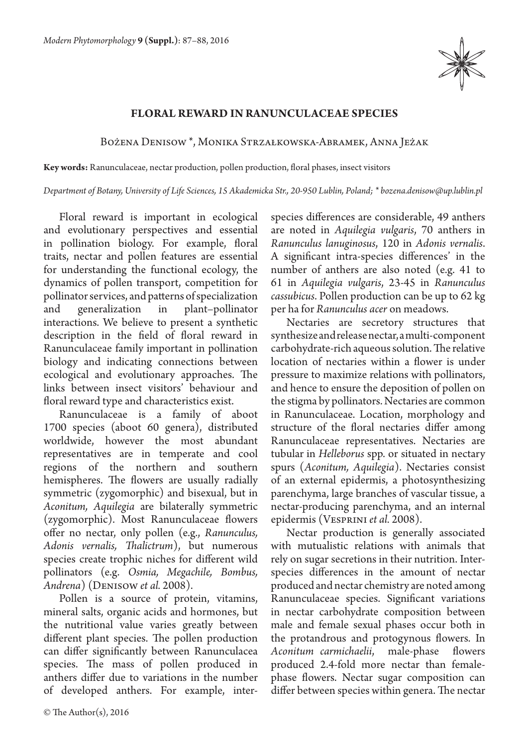# FLORAL REWARD IN RANUNCULACEAE SPECIES

Bożena Denisow *, Monika Strzałkowska-Abramek, Anna Jeżak

**Key words:** Ranunculaceae, nectar production, pollen production, floral phases, insect visitors

*Department of Botany, University of Life Sciences, 15 Akademicka Str., 20-950 Lublin, Poland; * bozena.denisow@up.lublin.pl*

Floral reward is important in ecological and evolutionary perspectives and essential in pollination biology. For example, floral traits, nectar and pollen features are essential for understanding the functional ecology, the dynamics of pollen transport, competition for pollinator services, and patterns of specialization and generalization in plant–pollinator interactions. We believe to present a synthetic description in the field of floral reward in Ranunculaceae family important in pollination biology and indicating connections between ecological and evolutionary approaches. The links between insect visitors' behaviour and floral reward type and characteristics exist.

Ranunculaceae is a family of aboot 1700 species (aboot 60 genera), distributed worldwide, however the most abundant representatives are in temperate and cool regions of the northern and southern hemispheres. The flowers are usually radially symmetric (zygomorphic) and bisexual, but in *Aconitum, Aquilegia* are bilaterally symmetric (zygomorphic). Most Ranunculaceae flowers offer no nectar, only pollen (e.g., *Ranunculus, Adonis vernalis, Thalictrum*), but numerous species create trophic niches for different wild pollinators (e.g. *Osmia, Megachile, Bombus, Andrena*) (Denisow *et al.* 2008).

Pollen is a source of protein, vitamins, mineral salts, organic acids and hormones, but the nutritional value varies greatly between different plant species. The pollen production can differ significantly between Ranunculacea species. The mass of pollen produced in anthers differ due to variations in the number of developed anthers. For example, inter-species differences are considerable, 49 anthers are noted in *Aquilegia vulgaris*, 70 anthers in *Ranunculus lanuginosus*, 120 in *Adonis vernalis*. A significant intra-species differences' in the number of anthers are also noted (e.g. 41 to 61 in *Aquilegia vulgaris*, 23-45 in *Ranunculus cassubicus*. Pollen production can be up to 62 kg per ha for *Ranunculus acer* on meadows.

Nectaries are secretory structures that synthesize and release nectar, a multi-component carbohydrate-rich aqueous solution. The relative location of nectaries within a flower is under pressure to maximize relations with pollinators, and hence to ensure the deposition of pollen on the stigma by pollinators. Nectaries are common in Ranunculaceae. Location, morphology and structure of the floral nectaries differ among Ranunculaceae representatives. Nectaries are tubular in *Helleborus* spp. or situated in nectary spurs (*Aconitum, Aquilegia*). Nectaries consist of an external epidermis, a photosynthesizing parenchyma, large branches of vascular tissue, a nectar-producing parenchyma, and an internal epidermis (Vesprini *et al.* 2008).

Nectar production is generally associated with mutualistic relations with animals that rely on sugar secretions in their nutrition. Inter-species differences in the amount of nectar produced and nectar chemistry are noted among Ranunculaceae species. Significant variations in nectar carbohydrate composition between male and female sexual phases occur both in the protandrous and protogynous flowers. In *Aconitum carmichaelii*, male-phase flowers produced 2.4-fold more nectar than female-phase flowers. Nectar sugar composition can differ between species within genera. The nectar

© The Author(s), 2016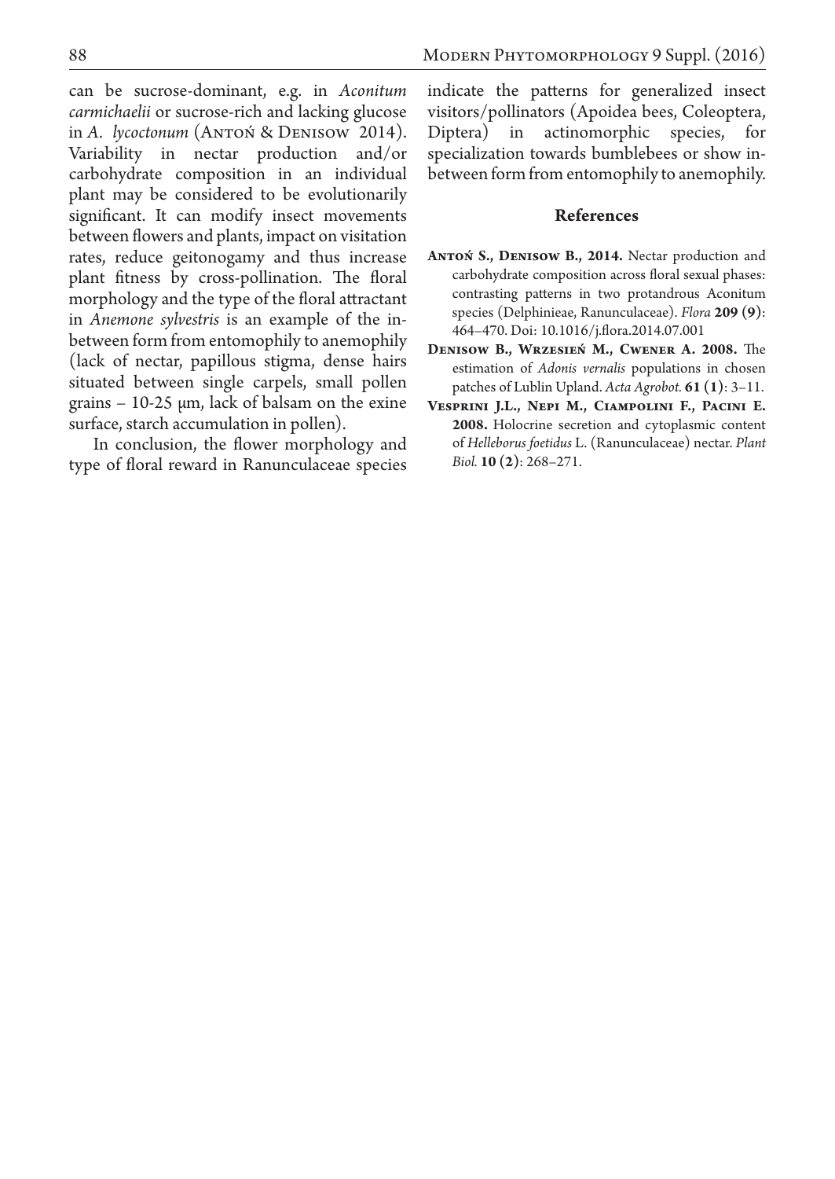can be sucrose-dominant, e.g. in *Aconitum carmichaelii* or sucrose-rich and lacking glucose in *A. lycoctonum* (Antoń & Denisow 2014). Variability in nectar production and/or carbohydrate composition in an individual plant may be considered to be evolutionarily significant. It can modify insect movements between flowers and plants, impact on visitation rates, reduce geitonogamy and thus increase plant fitness by cross-pollination. The floral morphology and the type of the floral attractant in *Anemone sylvestris* is an example of the in-between form from entomophily to anemophily (lack of nectar, papillous stigma, dense hairs situated between single carpels, small pollen grains – 10-25 μm, lack of balsam on the exine surface, starch accumulation in pollen).

In conclusion, the flower morphology and type of floral reward in Ranunculaceae species indicate the patterns for generalized insect visitors/pollinators (Apoidea bees, Coleoptera, Diptera) in actinomorphic species, for specialization towards bumblebees or show in-between form from entomophily to anemophily.

## References

**Antoń S., Denisow B., 2014.** Nectar production and carbohydrate composition across floral sexual phases: contrasting patterns in two protandrous Aconitum species (Delphinieae, Ranunculaceae). *Flora* **209 (9)**: 464–470. Doi: 10.1016/j.flora.2014.07.001

**Denisow B., Wrzesień M., Cwener A. 2008.** The estimation of *Adonis vernalis* populations in chosen patches of Lublin Upland. *Acta Agrobot.* **61 (1)**: 3–11.

**Vesprini J.L., Nepi M., Ciampolini F., Pacini E. 2008.** Holocrine secretion and cytoplasmic content of *Helleborus foetidus* L. (Ranunculaceae) nectar. *Plant Biol.* **10 (2)**: 268–271.